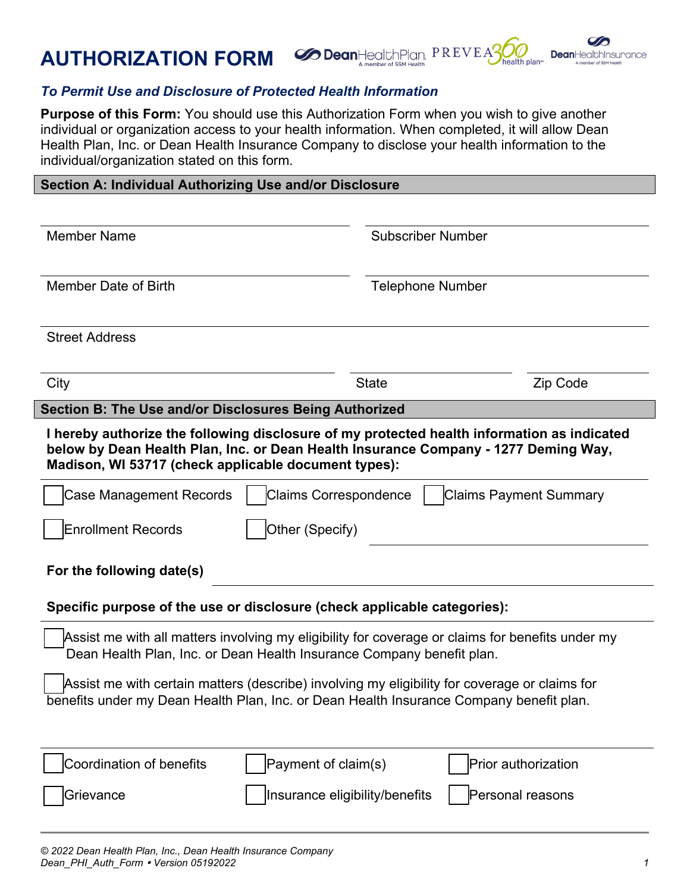# AUTHORIZATION FORM

*To Permit Use and Disclosure of Protected Health Information*

**Purpose of this Form:** You should use this Authorization Form when you wish to give another individual or organization access to your health information. When completed, it will allow Dean Health Plan, Inc. or Dean Health Insurance Company to disclose your health information to the individual/organization stated on this form.

## Section A: Individual Authorizing Use and/or Disclosure

Member Name ____________________ Subscriber Number ____________________

Member Date of Birth ____________________ Telephone Number ____________________

Street Address ____________________

City ____________________ State __________ Zip Code __________

## Section B: The Use and/or Disclosures Being Authorized

**I hereby authorize the following disclosure of my protected health information as indicated below by Dean Health Plan, Inc. or Dean Health Insurance Company - 1277 Deming Way, Madison, WI 53717 (check applicable document types):**

☐ Case Management Records ☐ Claims Correspondence ☐ Claims Payment Summary

☐ Enrollment Records ☐ Other (Specify) ____________________

**For the following date(s)** ____________________

**Specific purpose of the use or disclosure (check applicable categories):**

☐ Assist me with all matters involving my eligibility for coverage or claims for benefits under my Dean Health Plan, Inc. or Dean Health Insurance Company benefit plan.

☐ Assist me with certain matters (describe) involving my eligibility for coverage or claims for benefits under my Dean Health Plan, Inc. or Dean Health Insurance Company benefit plan.

☐ Coordination of benefits ☐ Payment of claim(s) ☐ Prior authorization

☐ Grievance ☐ Insurance eligibility/benefits ☐ Personal reasons

*© 2022 Dean Health Plan, Inc., Dean Health Insurance Company*
*Dean_PHI_Auth_Form • Version 05192022*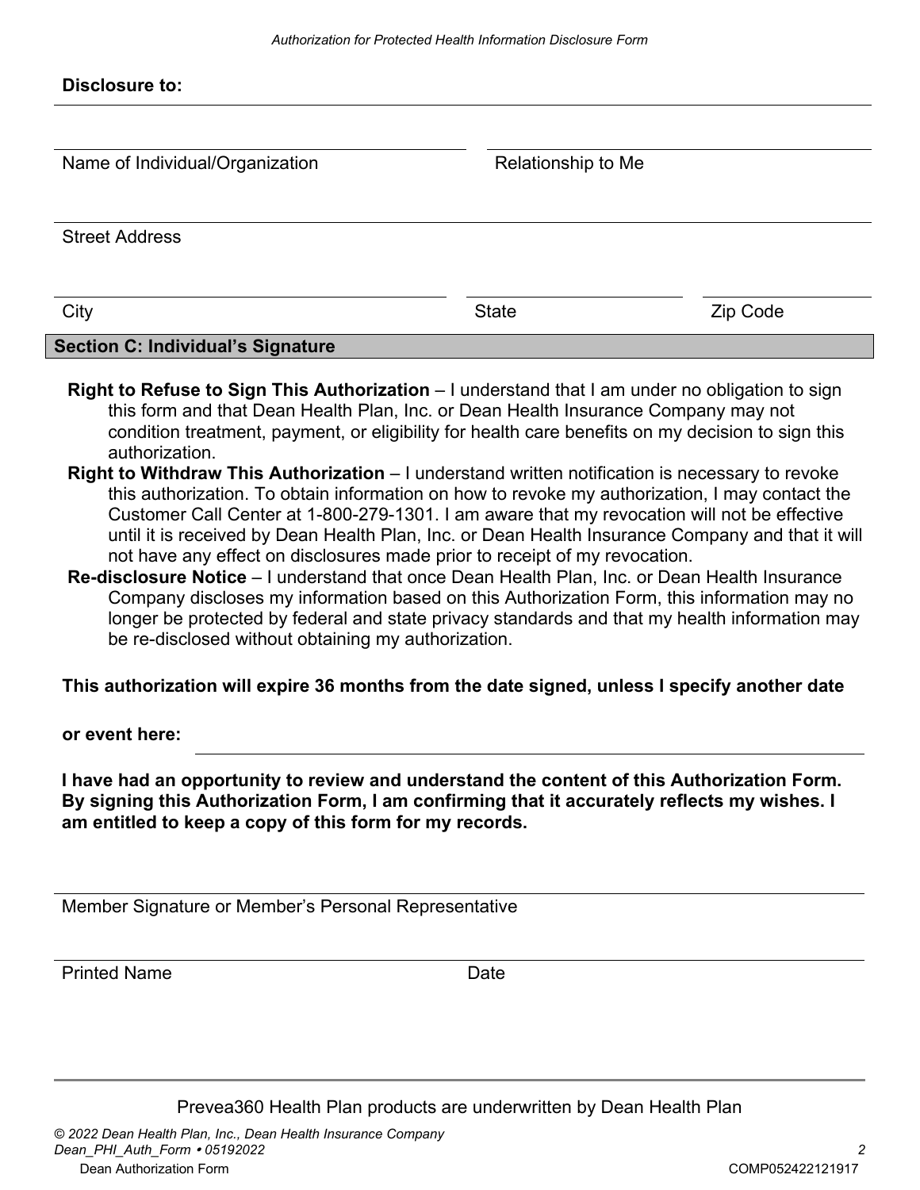**Disclosure to:**

Name of Individual/Organization ____________________ Relationship to Me ____________________

Street Address ____________________

City ____________________ State ____________________ Zip Code ____________________

## Section C: Individual's Signature

**Right to Refuse to Sign This Authorization** – I understand that I am under no obligation to sign this form and that Dean Health Plan, Inc. or Dean Health Insurance Company may not condition treatment, payment, or eligibility for health care benefits on my decision to sign this authorization.

**Right to Withdraw This Authorization** – I understand written notification is necessary to revoke this authorization. To obtain information on how to revoke my authorization, I may contact the Customer Call Center at 1-800-279-1301. I am aware that my revocation will not be effective until it is received by Dean Health Plan, Inc. or Dean Health Insurance Company and that it will not have any effect on disclosures made prior to receipt of my revocation.

**Re-disclosure Notice** – I understand that once Dean Health Plan, Inc. or Dean Health Insurance Company discloses my information based on this Authorization Form, this information may no longer be protected by federal and state privacy standards and that my health information may be re-disclosed without obtaining my authorization.

**This authorization will expire 36 months from the date signed, unless I specify another date or event here:** ____________________

**I have had an opportunity to review and understand the content of this Authorization Form. By signing this Authorization Form, I am confirming that it accurately reflects my wishes. I am entitled to keep a copy of this form for my records.**

Member Signature or Member's Personal Representative ____________________

Printed Name ____________________ Date ____________________

Prevea360 Health Plan products are underwritten by Dean Health Plan

*© 2022 Dean Health Plan, Inc., Dean Health Insurance Company*
*Dean_PHI_Auth_Form • 05192022*

Dean Authorization Form COMP052422121917